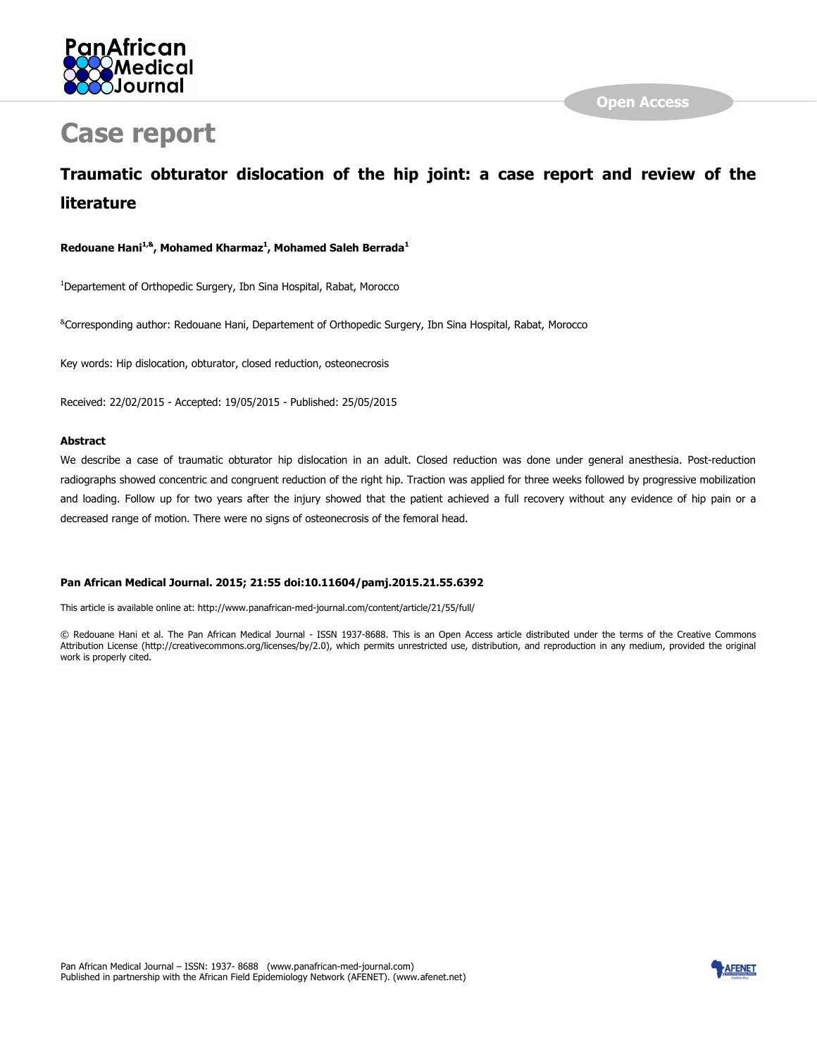# Case report

## Traumatic obturator dislocation of the hip joint: a case report and review of the literature

**Redouane Hani[1,&], Mohamed Kharmaz[1], Mohamed Saleh Berrada[1]**

[1]Departement of Orthopedic Surgery, Ibn Sina Hospital, Rabat, Morocco

[&]Corresponding author: Redouane Hani, Departement of Orthopedic Surgery, Ibn Sina Hospital, Rabat, Morocco

Key words: Hip dislocation, obturator, closed reduction, osteonecrosis

Received: 22/02/2015 - Accepted: 19/05/2015 - Published: 25/05/2015

### Abstract

We describe a case of traumatic obturator hip dislocation in an adult. Closed reduction was done under general anesthesia. Post-reduction radiographs showed concentric and congruent reduction of the right hip. Traction was applied for three weeks followed by progressive mobilization and loading. Follow up for two years after the injury showed that the patient achieved a full recovery without any evidence of hip pain or a decreased range of motion. There were no signs of osteonecrosis of the femoral head.

**Pan African Medical Journal. 2015; 21:55 doi:10.11604/pamj.2015.21.55.6392**

This article is available online at: http://www.panafrican-med-journal.com/content/article/21/55/full/

© Redouane Hani et al. The Pan African Medical Journal - ISSN 1937-8688. This is an Open Access article distributed under the terms of the Creative Commons Attribution License (http://creativecommons.org/licenses/by/2.0), which permits unrestricted use, distribution, and reproduction in any medium, provided the original work is properly cited.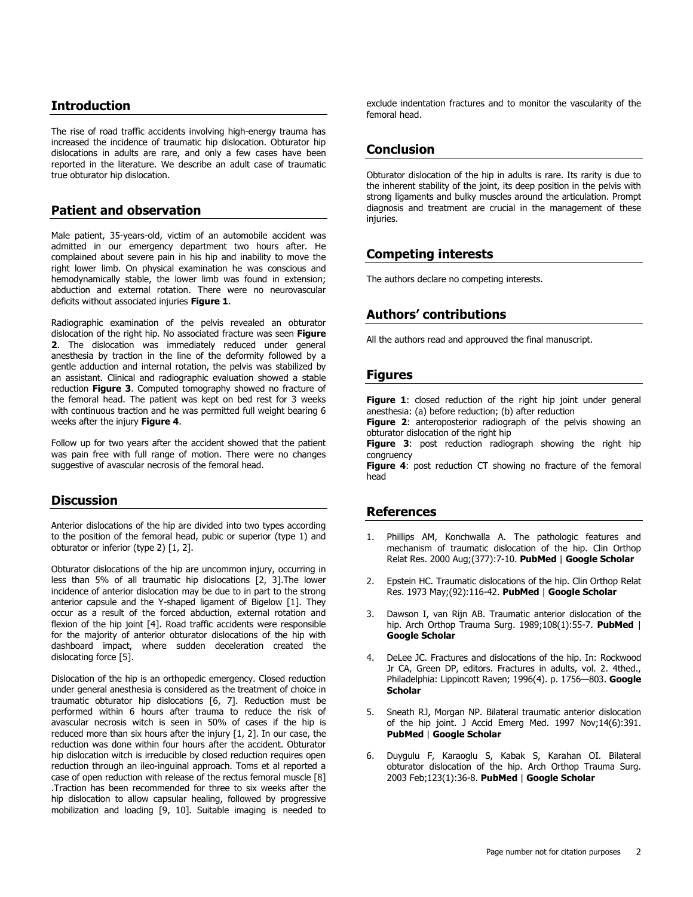## Introduction

The rise of road traffic accidents involving high-energy trauma has increased the incidence of traumatic hip dislocation. Obturator hip dislocations in adults are rare, and only a few cases have been reported in the literature. We describe an adult case of traumatic true obturator hip dislocation.

## Patient and observation

Male patient, 35-years-old, victim of an automobile accident was admitted in our emergency department two hours after. He complained about severe pain in his hip and inability to move the right lower limb. On physical examination he was conscious and hemodynamically stable, the lower limb was found in extension; abduction and external rotation. There were no neurovascular deficits without associated injuries **Figure 1**.

Radiographic examination of the pelvis revealed an obturator dislocation of the right hip. No associated fracture was seen **Figure 2**. The dislocation was immediately reduced under general anesthesia by traction in the line of the deformity followed by a gentle adduction and internal rotation, the pelvis was stabilized by an assistant. Clinical and radiographic evaluation showed a stable reduction **Figure 3**. Computed tomography showed no fracture of the femoral head. The patient was kept on bed rest for 3 weeks with continuous traction and he was permitted full weight bearing 6 weeks after the injury **Figure 4**.

Follow up for two years after the accident showed that the patient was pain free with full range of motion. There were no changes suggestive of avascular necrosis of the femoral head.

## Discussion

Anterior dislocations of the hip are divided into two types according to the position of the femoral head, pubic or superior (type 1) and obturator or inferior (type 2) [1, 2].

Obturator dislocations of the hip are uncommon injury, occurring in less than 5% of all traumatic hip dislocations [2, 3].The lower incidence of anterior dislocation may be due to in part to the strong anterior capsule and the Y-shaped ligament of Bigelow [1]. They occur as a result of the forced abduction, external rotation and flexion of the hip joint [4]. Road traffic accidents were responsible for the majority of anterior obturator dislocations of the hip with dashboard impact, where sudden deceleration created the dislocating force [5].

Dislocation of the hip is an orthopedic emergency. Closed reduction under general anesthesia is considered as the treatment of choice in traumatic obturator hip dislocations [6, 7]. Reduction must be performed within 6 hours after trauma to reduce the risk of avascular necrosis witch is seen in 50% of cases if the hip is reduced more than six hours after the injury [1, 2]. In our case, the reduction was done within four hours after the accident. Obturator hip dislocation witch is irreducible by closed reduction requires open reduction through an ileo-inguinal approach. Toms et al reported a case of open reduction with release of the rectus femoral muscle [8] .Traction has been recommended for three to six weeks after the hip dislocation to allow capsular healing, followed by progressive mobilization and loading [9, 10]. Suitable imaging is needed to exclude indentation fractures and to monitor the vascularity of the femoral head.

## Conclusion

Obturator dislocation of the hip in adults is rare. Its rarity is due to the inherent stability of the joint, its deep position in the pelvis with strong ligaments and bulky muscles around the articulation. Prompt diagnosis and treatment are crucial in the management of these injuries.

## Competing interests

The authors declare no competing interests.

## Authors' contributions

All the authors read and approuved the final manuscript.

## Figures

**Figure 1**: closed reduction of the right hip joint under general anesthesia: (a) before reduction; (b) after reduction

**Figure 2**: anteroposterior radiograph of the pelvis showing an obturator dislocation of the right hip

**Figure 3**: post reduction radiograph showing the right hip congruency

**Figure 4**: post reduction CT showing no fracture of the femoral head

## References

1. Phillips AM, Konchwalla A. The pathologic features and mechanism of traumatic dislocation of the hip. Clin Orthop Relat Res. 2000 Aug;(377):7-10. **PubMed** | **Google Scholar**
2. Epstein HC. Traumatic dislocations of the hip. Clin Orthop Relat Res. 1973 May;(92):116-42. **PubMed** | **Google Scholar**
3. Dawson I, van Rijn AB. Traumatic anterior dislocation of the hip. Arch Orthop Trauma Surg. 1989;108(1):55-7. **PubMed** | **Google Scholar**
4. DeLee JC. Fractures and dislocations of the hip. In: Rockwood Jr CA, Green DP, editors. Fractures in adults, vol. 2. 4thed., Philadelphia: Lippincott Raven; 1996(4). p. 1756—803. **Google Scholar**
5. Sneath RJ, Morgan NP. Bilateral traumatic anterior dislocation of the hip joint. J Accid Emerg Med. 1997 Nov;14(6):391. **PubMed** | **Google Scholar**
6. Duygulu F, Karaoglu S, Kabak S, Karahan OI. Bilateral obturator dislocation of the hip. Arch Orthop Trauma Surg. 2003 Feb;123(1):36-8. **PubMed** | **Google Scholar**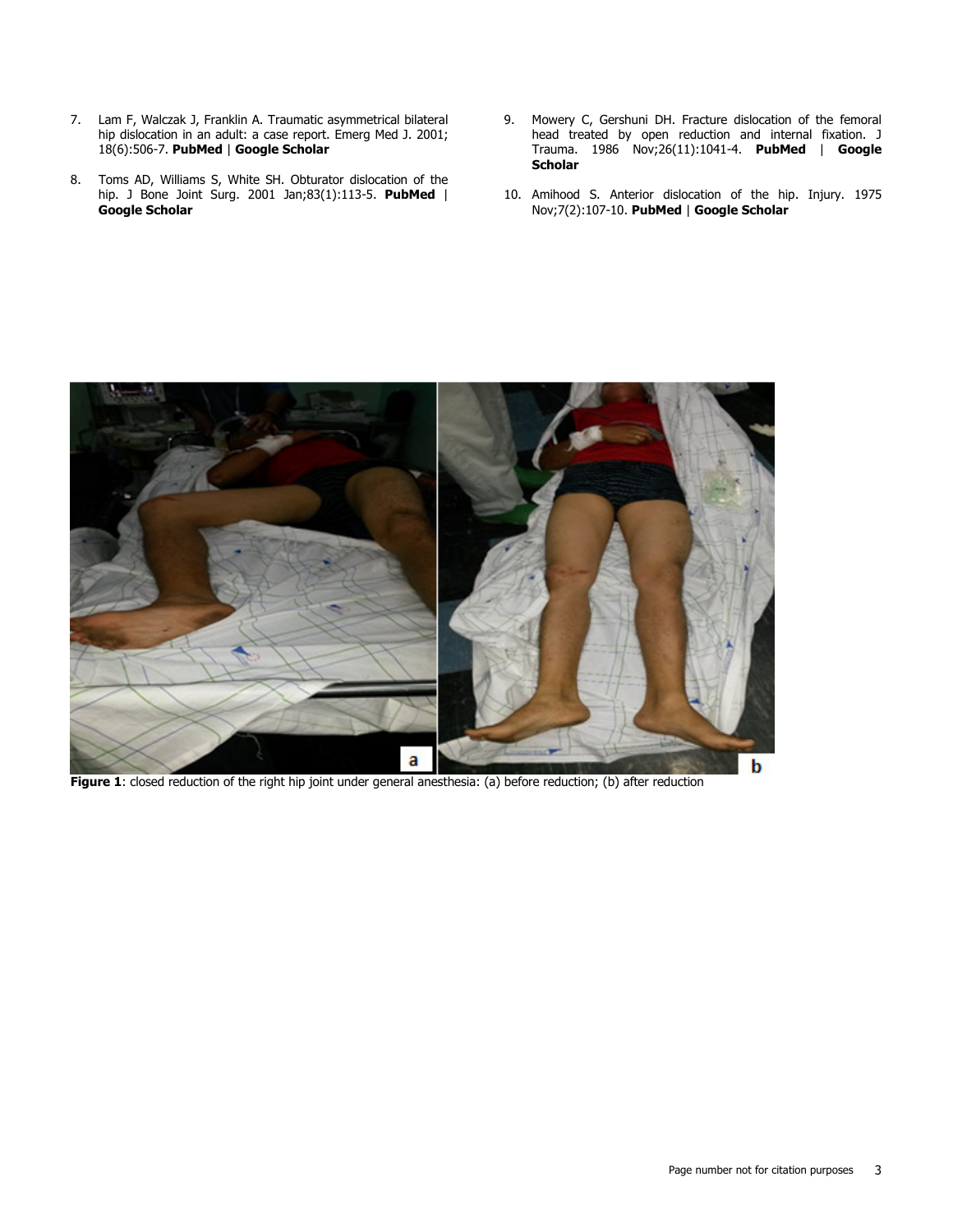7. Lam F, Walczak J, Franklin A. Traumatic asymmetrical bilateral hip dislocation in an adult: a case report. Emerg Med J. 2001; 18(6):506-7. **PubMed** | **Google Scholar**

8. Toms AD, Williams S, White SH. Obturator dislocation of the hip. J Bone Joint Surg. 2001 Jan;83(1):113-5. **PubMed** | **Google Scholar**

9. Mowery C, Gershuni DH. Fracture dislocation of the femoral head treated by open reduction and internal fixation. J Trauma. 1986 Nov;26(11):1041-4. **PubMed** | **Google Scholar**

10. Amihood S. Anterior dislocation of the hip. Injury. 1975 Nov;7(2):107-10. **PubMed** | **Google Scholar**

**Figure 1**: closed reduction of the right hip joint under general anesthesia: (a) before reduction; (b) after reduction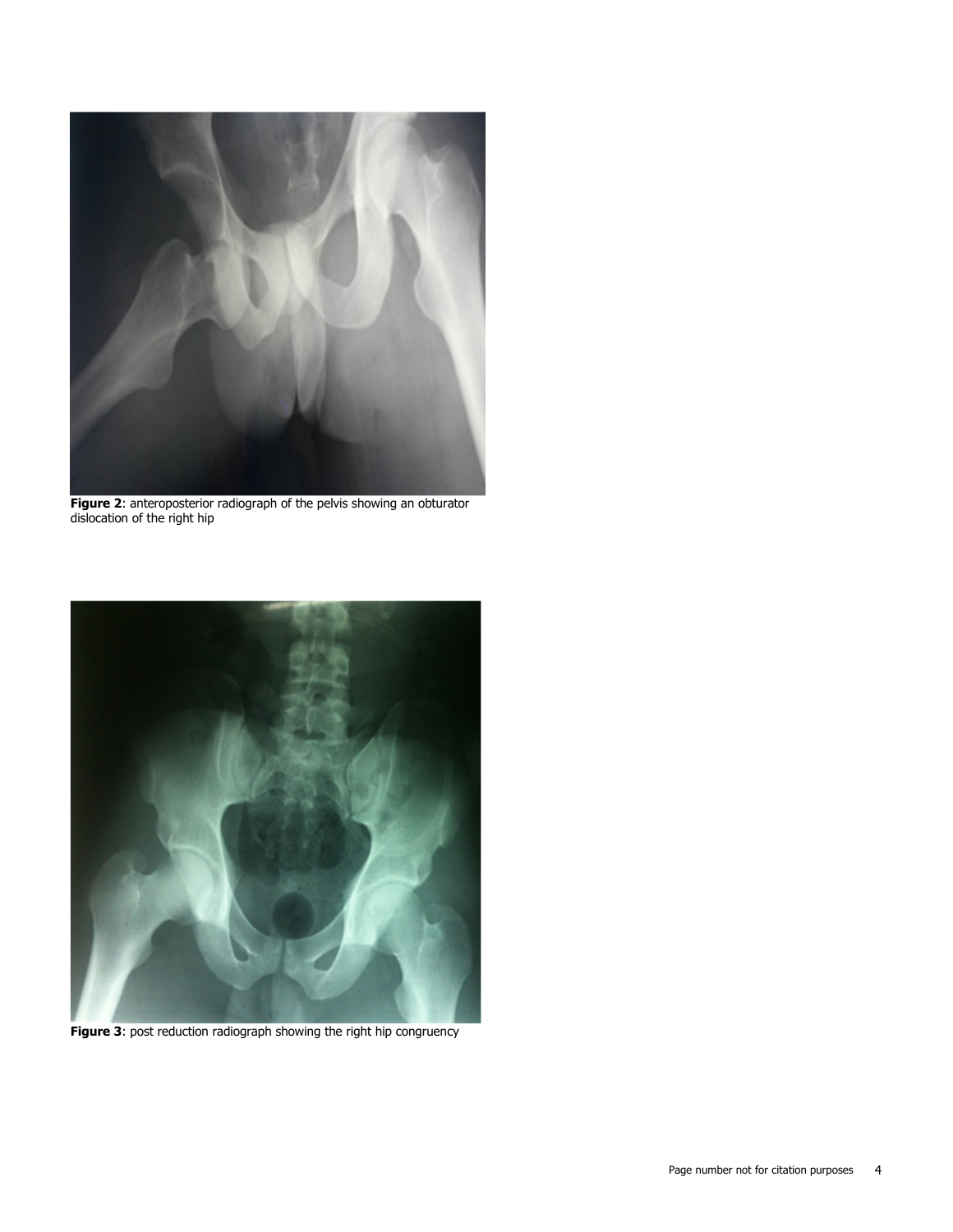**Figure 2**: anteroposterior radiograph of the pelvis showing an obturator dislocation of the right hip

**Figure 3**: post reduction radiograph showing the right hip congruency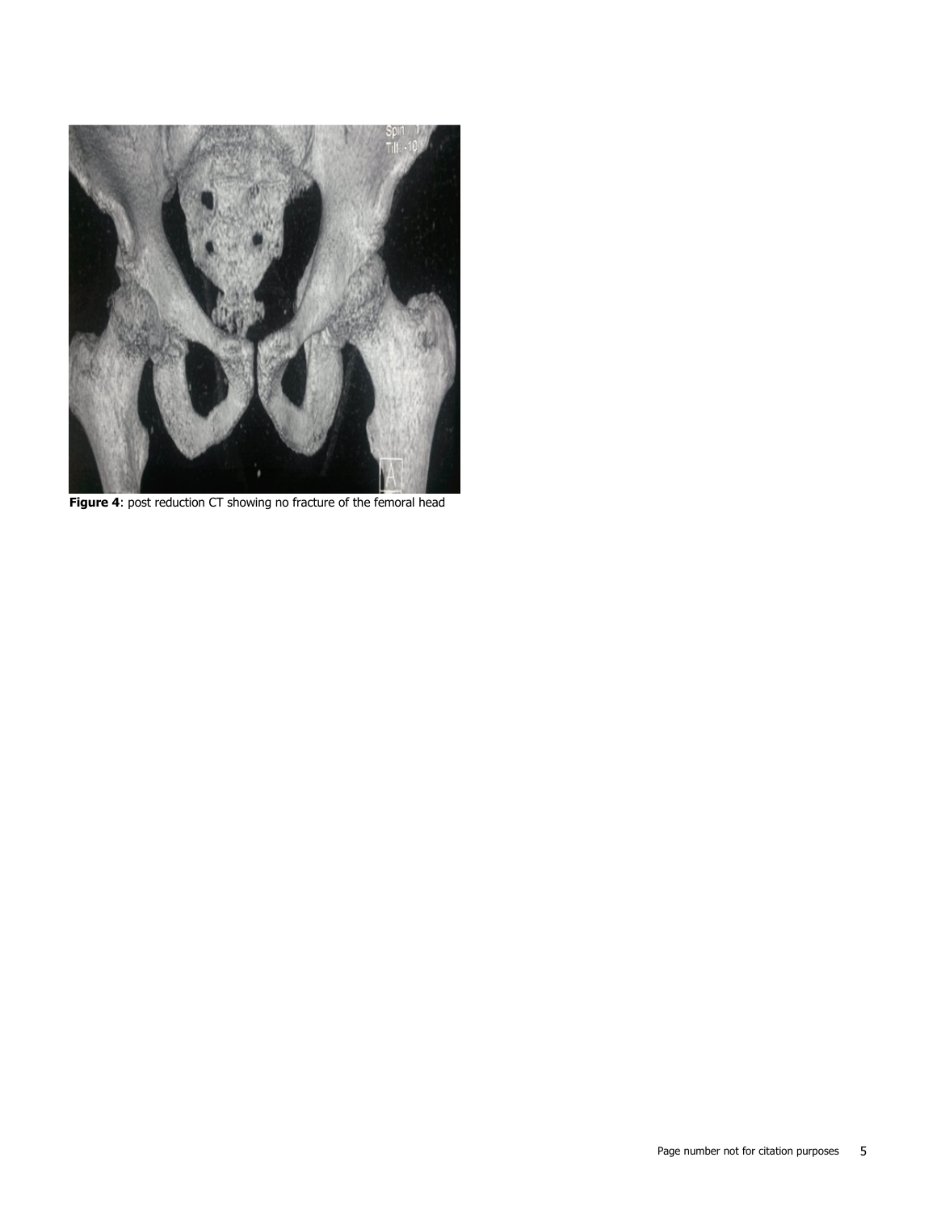**Figure 4**: post reduction CT showing no fracture of the femoral head